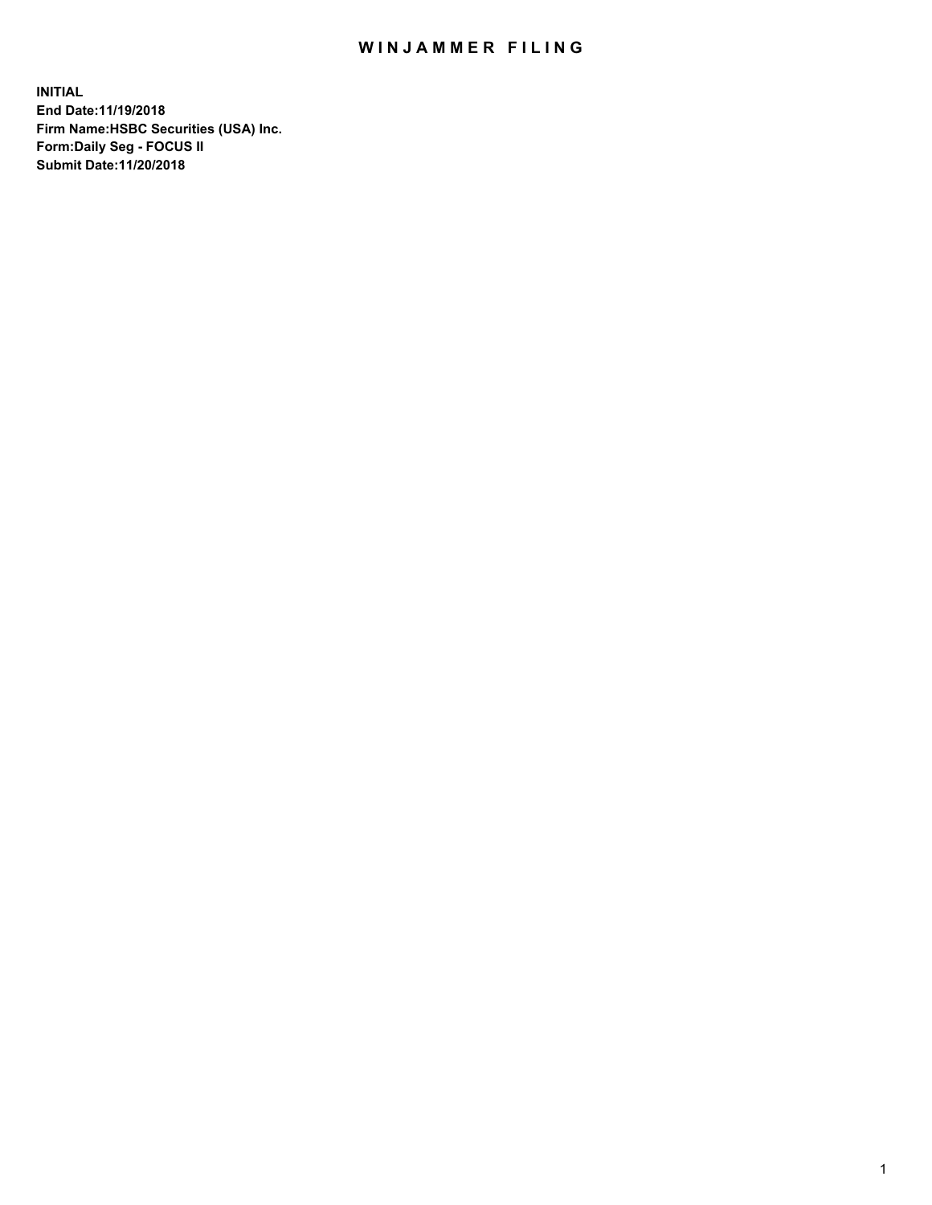# WINJAMMER FILING

**INITIAL**
**End Date:11/19/2018**
**Firm Name:HSBC Securities (USA) Inc.**
**Form:Daily Seg - FOCUS II**
**Submit Date:11/20/2018**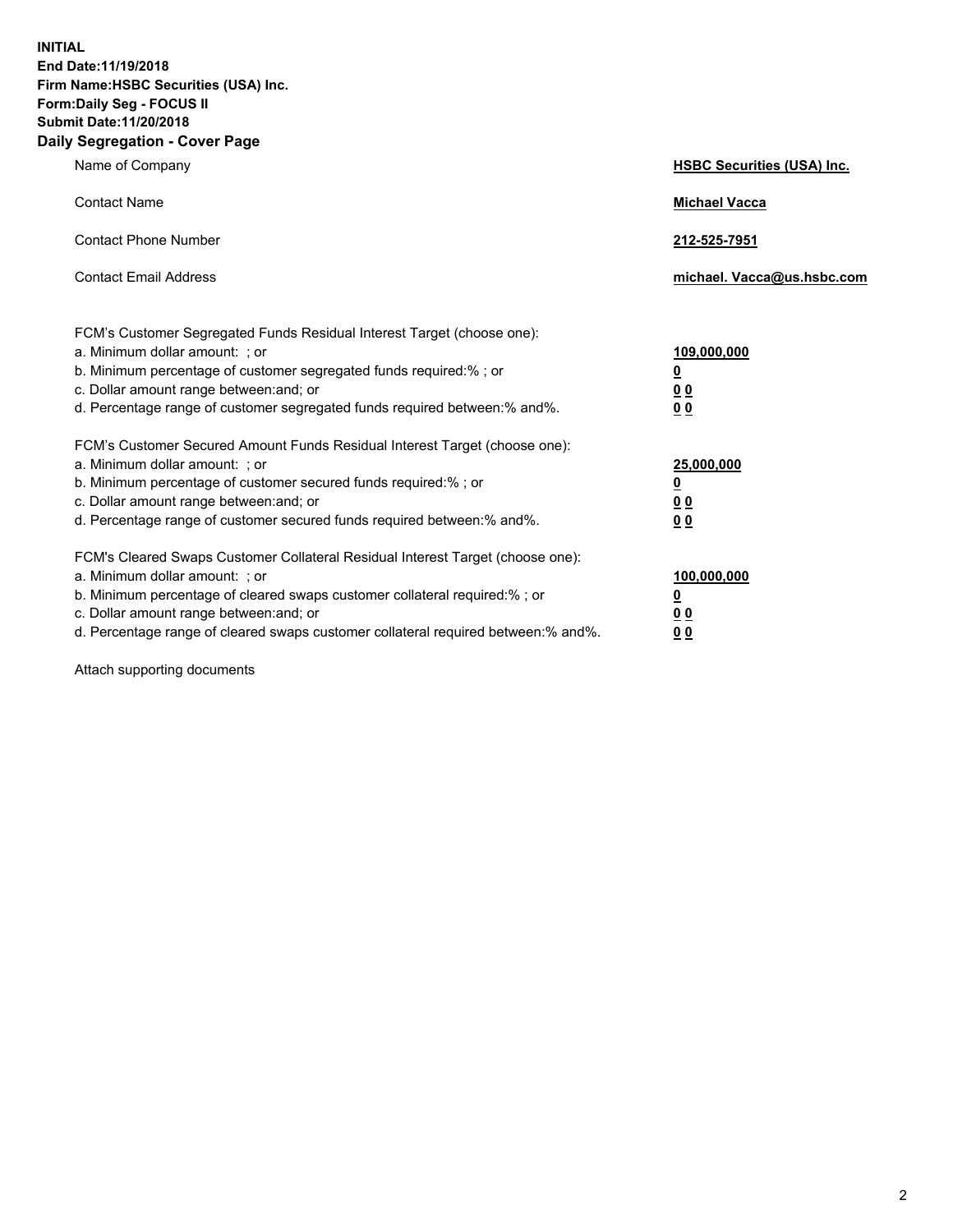**INITIAL**
**End Date:11/19/2018**
**Firm Name:HSBC Securities (USA) Inc.**
**Form:Daily Seg - FOCUS II**
**Submit Date:11/20/2018**

## Daily Segregation - Cover Page

| | |
|---|---|
| Name of Company | **HSBC Securities (USA) Inc.** |
| Contact Name | **Michael Vacca** |
| Contact Phone Number | **212-525-7951** |
| Contact Email Address | **michael. Vacca@us.hsbc.com** |

| | |
|---|---|
| FCM's Customer Segregated Funds Residual Interest Target (choose one): | |
| a. Minimum dollar amount: ; or | **109,000,000** |
| b. Minimum percentage of customer segregated funds required:% ; or | **0** |
| c. Dollar amount range between:and; or | **0 0** |
| d. Percentage range of customer segregated funds required between:% and%. | **0 0** |
| FCM's Customer Secured Amount Funds Residual Interest Target (choose one): | |
| a. Minimum dollar amount: ; or | **25,000,000** |
| b. Minimum percentage of customer secured funds required:% ; or | **0** |
| c. Dollar amount range between:and; or | **0 0** |
| d. Percentage range of customer secured funds required between:% and%. | **0 0** |
| FCM's Cleared Swaps Customer Collateral Residual Interest Target (choose one): | |
| a. Minimum dollar amount: ; or | **100,000,000** |
| b. Minimum percentage of cleared swaps customer collateral required:% ; or | **0** |
| c. Dollar amount range between:and; or | **0 0** |
| d. Percentage range of cleared swaps customer collateral required between:% and%. | **0 0** |

Attach supporting documents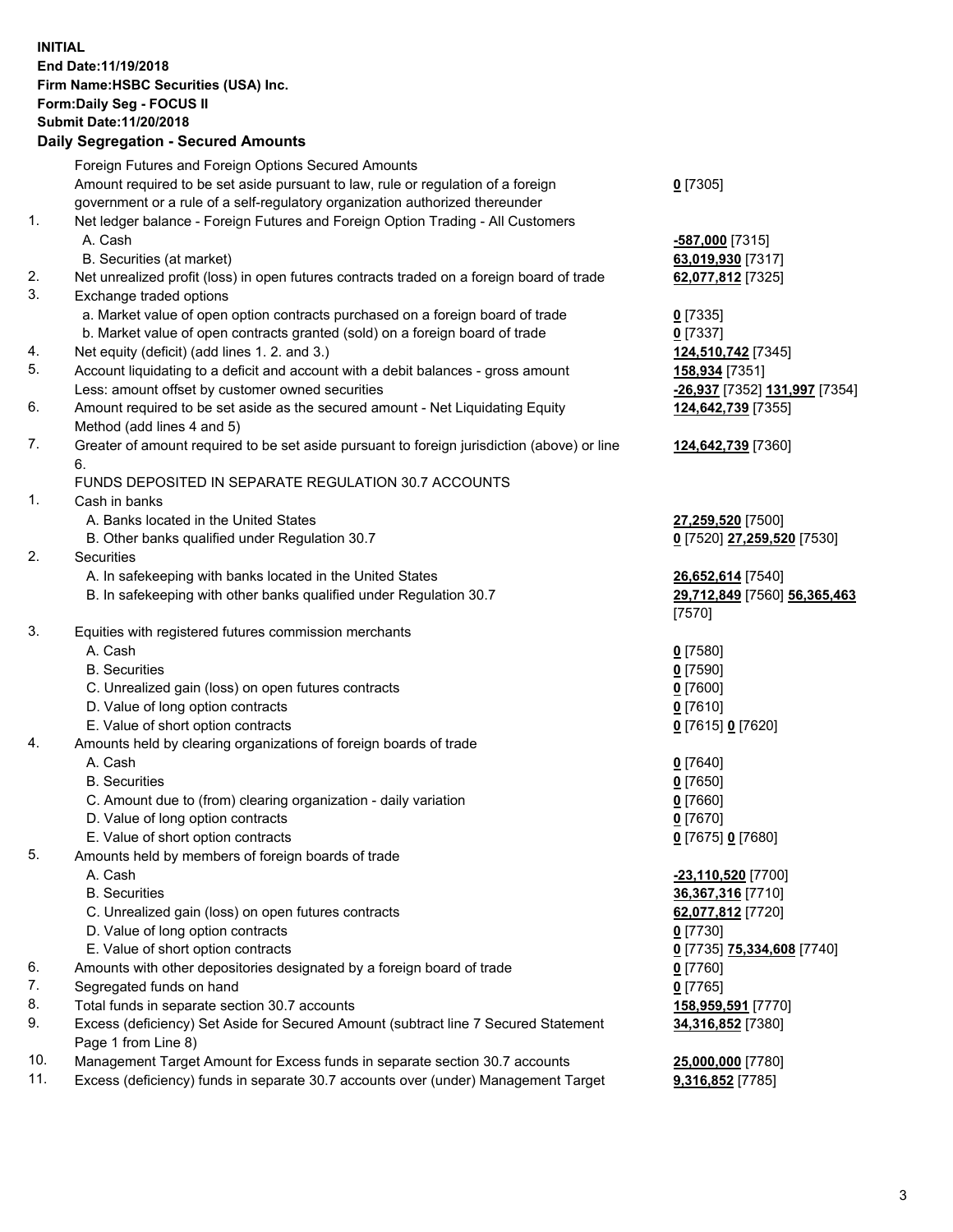**INITIAL**
**End Date:11/19/2018**
**Firm Name:HSBC Securities (USA) Inc.**
**Form:Daily Seg - FOCUS II**
**Submit Date:11/20/2018**

## Daily Segregation - Secured Amounts

| | | |
|---|---|---|
| | Foreign Futures and Foreign Options Secured Amounts | |
| | Amount required to be set aside pursuant to law, rule or regulation of a foreign government or a rule of a self-regulatory organization authorized thereunder | **0** [7305] |
| 1. | Net ledger balance - Foreign Futures and Foreign Option Trading - All Customers | |
| | A. Cash | **-587,000** [7315] |
| | B. Securities (at market) | **63,019,930** [7317] |
| 2. | Net unrealized profit (loss) in open futures contracts traded on a foreign board of trade | **62,077,812** [7325] |
| 3. | Exchange traded options | |
| | a. Market value of open option contracts purchased on a foreign board of trade | **0** [7335] |
| | b. Market value of open contracts granted (sold) on a foreign board of trade | **0** [7337] |
| 4. | Net equity (deficit) (add lines 1. 2. and 3.) | **124,510,742** [7345] |
| 5. | Account liquidating to a deficit and account with a debit balances - gross amount | **158,934** [7351] |
| | Less: amount offset by customer owned securities | **-26,937** [7352] **131,997** [7354] |
| 6. | Amount required to be set aside as the secured amount - Net Liquidating Equity Method (add lines 4 and 5) | **124,642,739** [7355] |
| 7. | Greater of amount required to be set aside pursuant to foreign jurisdiction (above) or line 6. | **124,642,739** [7360] |
| | FUNDS DEPOSITED IN SEPARATE REGULATION 30.7 ACCOUNTS | |
| 1. | Cash in banks | |
| | A. Banks located in the United States | **27,259,520** [7500] |
| | B. Other banks qualified under Regulation 30.7 | **0** [7520] **27,259,520** [7530] |
| 2. | Securities | |
| | A. In safekeeping with banks located in the United States | **26,652,614** [7540] |
| | B. In safekeeping with other banks qualified under Regulation 30.7 | **29,712,849** [7560] **56,365,463** [7570] |
| 3. | Equities with registered futures commission merchants | |
| | A. Cash | **0** [7580] |
| | B. Securities | **0** [7590] |
| | C. Unrealized gain (loss) on open futures contracts | **0** [7600] |
| | D. Value of long option contracts | **0** [7610] |
| | E. Value of short option contracts | **0** [7615] **0** [7620] |
| 4. | Amounts held by clearing organizations of foreign boards of trade | |
| | A. Cash | **0** [7640] |
| | B. Securities | **0** [7650] |
| | C. Amount due to (from) clearing organization - daily variation | **0** [7660] |
| | D. Value of long option contracts | **0** [7670] |
| | E. Value of short option contracts | **0** [7675] **0** [7680] |
| 5. | Amounts held by members of foreign boards of trade | |
| | A. Cash | **-23,110,520** [7700] |
| | B. Securities | **36,367,316** [7710] |
| | C. Unrealized gain (loss) on open futures contracts | **62,077,812** [7720] |
| | D. Value of long option contracts | **0** [7730] |
| | E. Value of short option contracts | **0** [7735] **75,334,608** [7740] |
| 6. | Amounts with other depositories designated by a foreign board of trade | **0** [7760] |
| 7. | Segregated funds on hand | **0** [7765] |
| 8. | Total funds in separate section 30.7 accounts | **158,959,591** [7770] |
| 9. | Excess (deficiency) Set Aside for Secured Amount (subtract line 7 Secured Statement Page 1 from Line 8) | **34,316,852** [7380] |
| 10. | Management Target Amount for Excess funds in separate section 30.7 accounts | **25,000,000** [7780] |
| 11. | Excess (deficiency) funds in separate 30.7 accounts over (under) Management Target | **9,316,852** [7785] |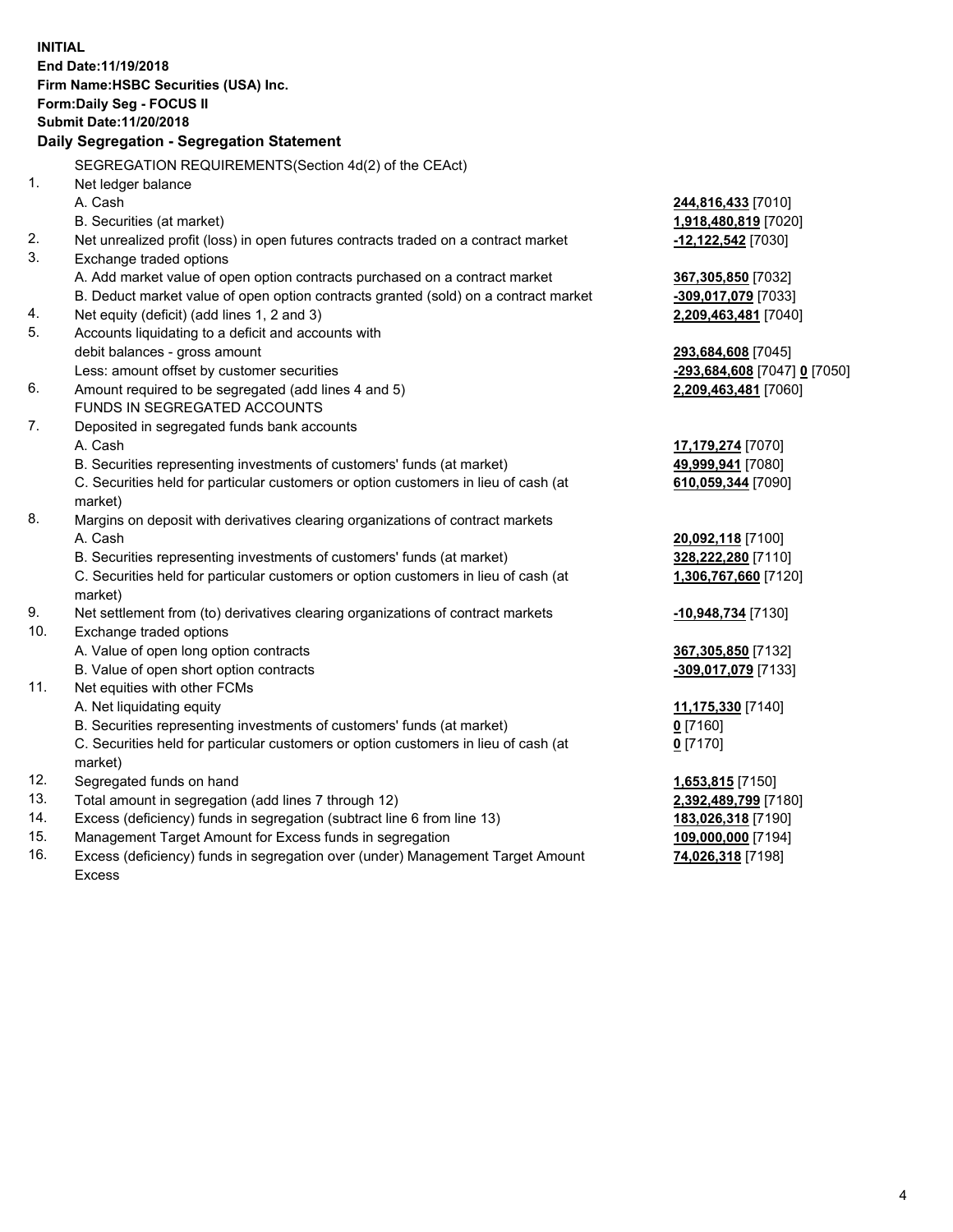**INITIAL**
**End Date:11/19/2018**
**Firm Name:HSBC Securities (USA) Inc.**
**Form:Daily Seg - FOCUS II**
**Submit Date:11/20/2018**
**Daily Segregation - Segregation Statement**

| | | |
|---|---|---|
| | SEGREGATION REQUIREMENTS(Section 4d(2) of the CEAct) | |
| 1. | Net ledger balance | |
| | A. Cash | **244,816,433** [7010] |
| | B. Securities (at market) | **1,918,480,819** [7020] |
| 2. | Net unrealized profit (loss) in open futures contracts traded on a contract market | **-12,122,542** [7030] |
| 3. | Exchange traded options | |
| | A. Add market value of open option contracts purchased on a contract market | **367,305,850** [7032] |
| | B. Deduct market value of open option contracts granted (sold) on a contract market | **-309,017,079** [7033] |
| 4. | Net equity (deficit) (add lines 1, 2 and 3) | **2,209,463,481** [7040] |
| 5. | Accounts liquidating to a deficit and accounts with debit balances - gross amount | **293,684,608** [7045] |
| | Less: amount offset by customer securities | **-293,684,608** [7047] **0** [7050] |
| 6. | Amount required to be segregated (add lines 4 and 5) | **2,209,463,481** [7060] |
| | FUNDS IN SEGREGATED ACCOUNTS | |
| 7. | Deposited in segregated funds bank accounts | |
| | A. Cash | **17,179,274** [7070] |
| | B. Securities representing investments of customers' funds (at market) | **49,999,941** [7080] |
| | C. Securities held for particular customers or option customers in lieu of cash (at market) | **610,059,344** [7090] |
| 8. | Margins on deposit with derivatives clearing organizations of contract markets | |
| | A. Cash | **20,092,118** [7100] |
| | B. Securities representing investments of customers' funds (at market) | **328,222,280** [7110] |
| | C. Securities held for particular customers or option customers in lieu of cash (at market) | **1,306,767,660** [7120] |
| 9. | Net settlement from (to) derivatives clearing organizations of contract markets | **-10,948,734** [7130] |
| 10. | Exchange traded options | |
| | A. Value of open long option contracts | **367,305,850** [7132] |
| | B. Value of open short option contracts | **-309,017,079** [7133] |
| 11. | Net equities with other FCMs | |
| | A. Net liquidating equity | **11,175,330** [7140] |
| | B. Securities representing investments of customers' funds (at market) | **0** [7160] |
| | C. Securities held for particular customers or option customers in lieu of cash (at market) | **0** [7170] |
| 12. | Segregated funds on hand | **1,653,815** [7150] |
| 13. | Total amount in segregation (add lines 7 through 12) | **2,392,489,799** [7180] |
| 14. | Excess (deficiency) funds in segregation (subtract line 6 from line 13) | **183,026,318** [7190] |
| 15. | Management Target Amount for Excess funds in segregation | **109,000,000** [7194] |
| 16. | Excess (deficiency) funds in segregation over (under) Management Target Amount Excess | **74,026,318** [7198] |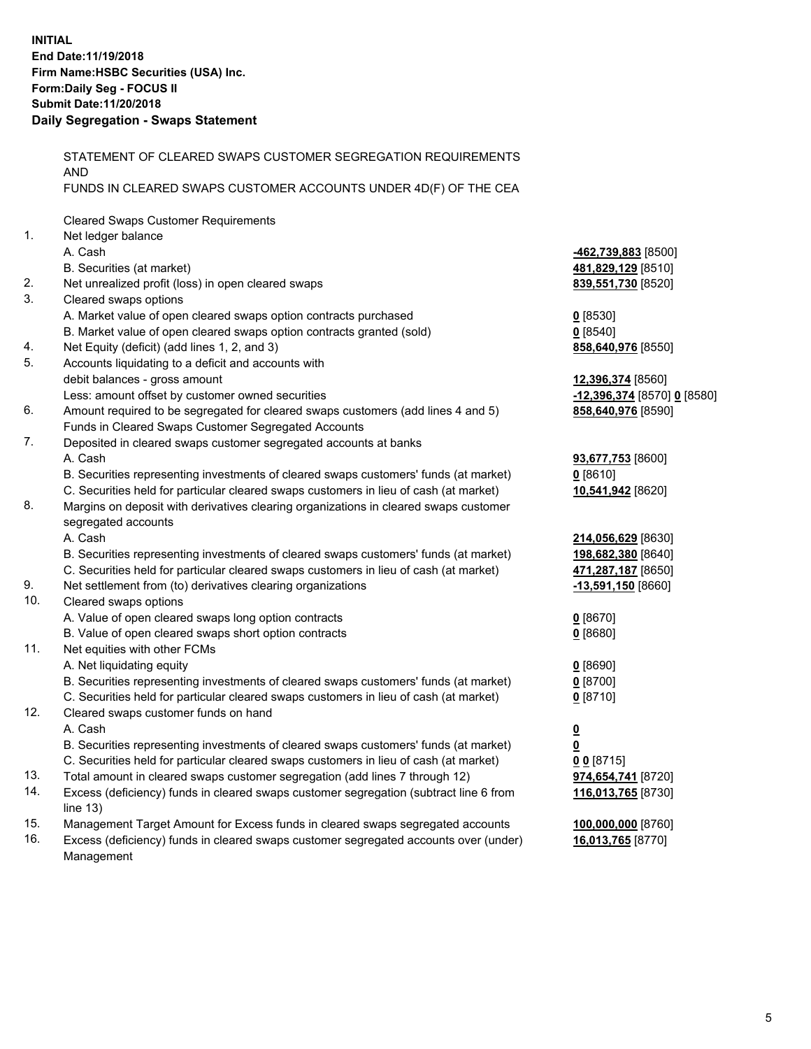**INITIAL**
**End Date:11/19/2018**
**Firm Name:HSBC Securities (USA) Inc.**
**Form:Daily Seg - FOCUS II**
**Submit Date:11/20/2018**
**Daily Segregation - Swaps Statement**

STATEMENT OF CLEARED SWAPS CUSTOMER SEGREGATION REQUIREMENTS AND FUNDS IN CLEARED SWAPS CUSTOMER ACCOUNTS UNDER 4D(F) OF THE CEA

| | | |
|---|---|---|
| | Cleared Swaps Customer Requirements | |
| 1. | Net ledger balance | |
| | A. Cash | **-462,739,883** [8500] |
| | B. Securities (at market) | **481,829,129** [8510] |
| 2. | Net unrealized profit (loss) in open cleared swaps | **839,551,730** [8520] |
| 3. | Cleared swaps options | |
| | A. Market value of open cleared swaps option contracts purchased | **0** [8530] |
| | B. Market value of open cleared swaps option contracts granted (sold) | **0** [8540] |
| 4. | Net Equity (deficit) (add lines 1, 2, and 3) | **858,640,976** [8550] |
| 5. | Accounts liquidating to a deficit and accounts with | |
| | debit balances - gross amount | **12,396,374** [8560] |
| | Less: amount offset by customer owned securities | **-12,396,374** [8570] **0** [8580] |
| 6. | Amount required to be segregated for cleared swaps customers (add lines 4 and 5) | **858,640,976** [8590] |
| | Funds in Cleared Swaps Customer Segregated Accounts | |
| 7. | Deposited in cleared swaps customer segregated accounts at banks | |
| | A. Cash | **93,677,753** [8600] |
| | B. Securities representing investments of cleared swaps customers' funds (at market) | **0** [8610] |
| | C. Securities held for particular cleared swaps customers in lieu of cash (at market) | **10,541,942** [8620] |
| 8. | Margins on deposit with derivatives clearing organizations in cleared swaps customer segregated accounts | |
| | A. Cash | **214,056,629** [8630] |
| | B. Securities representing investments of cleared swaps customers' funds (at market) | **198,682,380** [8640] |
| | C. Securities held for particular cleared swaps customers in lieu of cash (at market) | **471,287,187** [8650] |
| 9. | Net settlement from (to) derivatives clearing organizations | **-13,591,150** [8660] |
| 10. | Cleared swaps options | |
| | A. Value of open cleared swaps long option contracts | **0** [8670] |
| | B. Value of open cleared swaps short option contracts | **0** [8680] |
| 11. | Net equities with other FCMs | |
| | A. Net liquidating equity | **0** [8690] |
| | B. Securities representing investments of cleared swaps customers' funds (at market) | **0** [8700] |
| | C. Securities held for particular cleared swaps customers in lieu of cash (at market) | **0** [8710] |
| 12. | Cleared swaps customer funds on hand | |
| | A. Cash | **0** |
| | B. Securities representing investments of cleared swaps customers' funds (at market) | **0** |
| | C. Securities held for particular cleared swaps customers in lieu of cash (at market) | **0** **0** [8715] |
| 13. | Total amount in cleared swaps customer segregation (add lines 7 through 12) | **974,654,741** [8720] |
| 14. | Excess (deficiency) funds in cleared swaps customer segregation (subtract line 6 from line 13) | **116,013,765** [8730] |
| 15. | Management Target Amount for Excess funds in cleared swaps segregated accounts | **100,000,000** [8760] |
| 16. | Excess (deficiency) funds in cleared swaps customer segregated accounts over (under) Management | **16,013,765** [8770] |